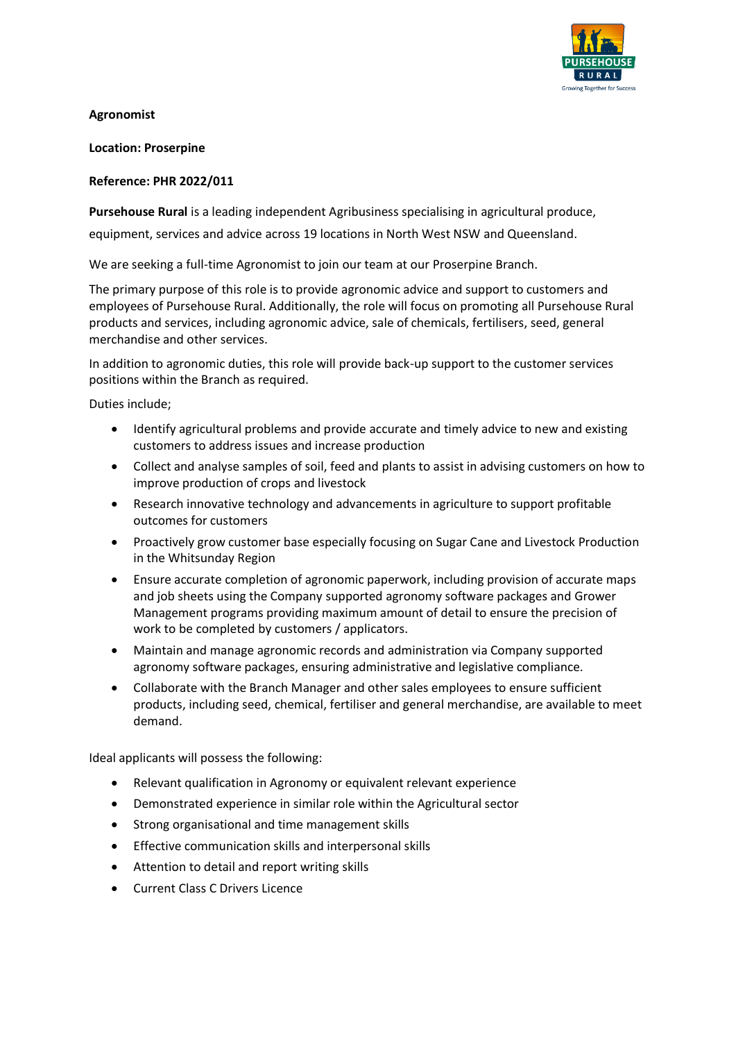**Agronomist**

**Location: Proserpine**

**Reference: PHR 2022/011**

**Pursehouse Rural** is a leading independent Agribusiness specialising in agricultural produce, equipment, services and advice across 19 locations in North West NSW and Queensland.

We are seeking a full-time Agronomist to join our team at our Proserpine Branch.

The primary purpose of this role is to provide agronomic advice and support to customers and employees of Pursehouse Rural. Additionally, the role will focus on promoting all Pursehouse Rural products and services, including agronomic advice, sale of chemicals, fertilisers, seed, general merchandise and other services.

In addition to agronomic duties, this role will provide back-up support to the customer services positions within the Branch as required.

Duties include;

- Identify agricultural problems and provide accurate and timely advice to new and existing customers to address issues and increase production
- Collect and analyse samples of soil, feed and plants to assist in advising customers on how to improve production of crops and livestock
- Research innovative technology and advancements in agriculture to support profitable outcomes for customers
- Proactively grow customer base especially focusing on Sugar Cane and Livestock Production in the Whitsunday Region
- Ensure accurate completion of agronomic paperwork, including provision of accurate maps and job sheets using the Company supported agronomy software packages and Grower Management programs providing maximum amount of detail to ensure the precision of work to be completed by customers / applicators.
- Maintain and manage agronomic records and administration via Company supported agronomy software packages, ensuring administrative and legislative compliance.
- Collaborate with the Branch Manager and other sales employees to ensure sufficient products, including seed, chemical, fertiliser and general merchandise, are available to meet demand.

Ideal applicants will possess the following:

- Relevant qualification in Agronomy or equivalent relevant experience
- Demonstrated experience in similar role within the Agricultural sector
- Strong organisational and time management skills
- Effective communication skills and interpersonal skills
- Attention to detail and report writing skills
- Current Class C Drivers Licence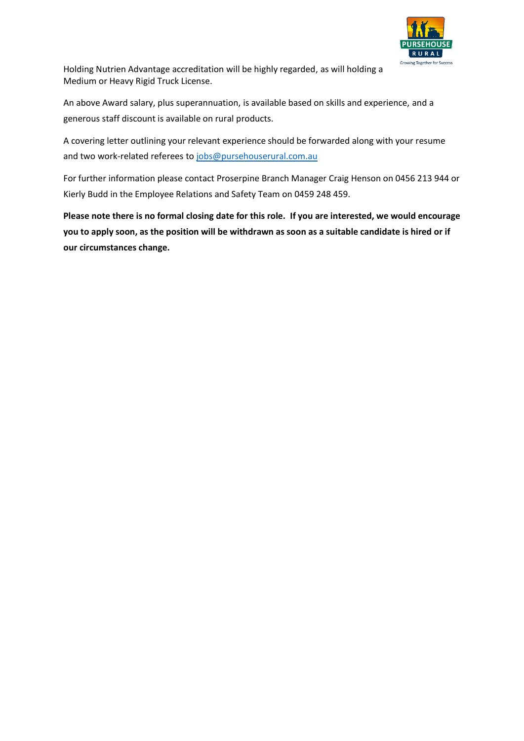Holding Nutrien Advantage accreditation will be highly regarded, as will holding a Medium or Heavy Rigid Truck License.

An above Award salary, plus superannuation, is available based on skills and experience, and a generous staff discount is available on rural products.

A covering letter outlining your relevant experience should be forwarded along with your resume and two work-related referees to jobs@pursehouserural.com.au

For further information please contact Proserpine Branch Manager Craig Henson on 0456 213 944 or Kierly Budd in the Employee Relations and Safety Team on 0459 248 459.

**Please note there is no formal closing date for this role. If you are interested, we would encourage you to apply soon, as the position will be withdrawn as soon as a suitable candidate is hired or if our circumstances change.**